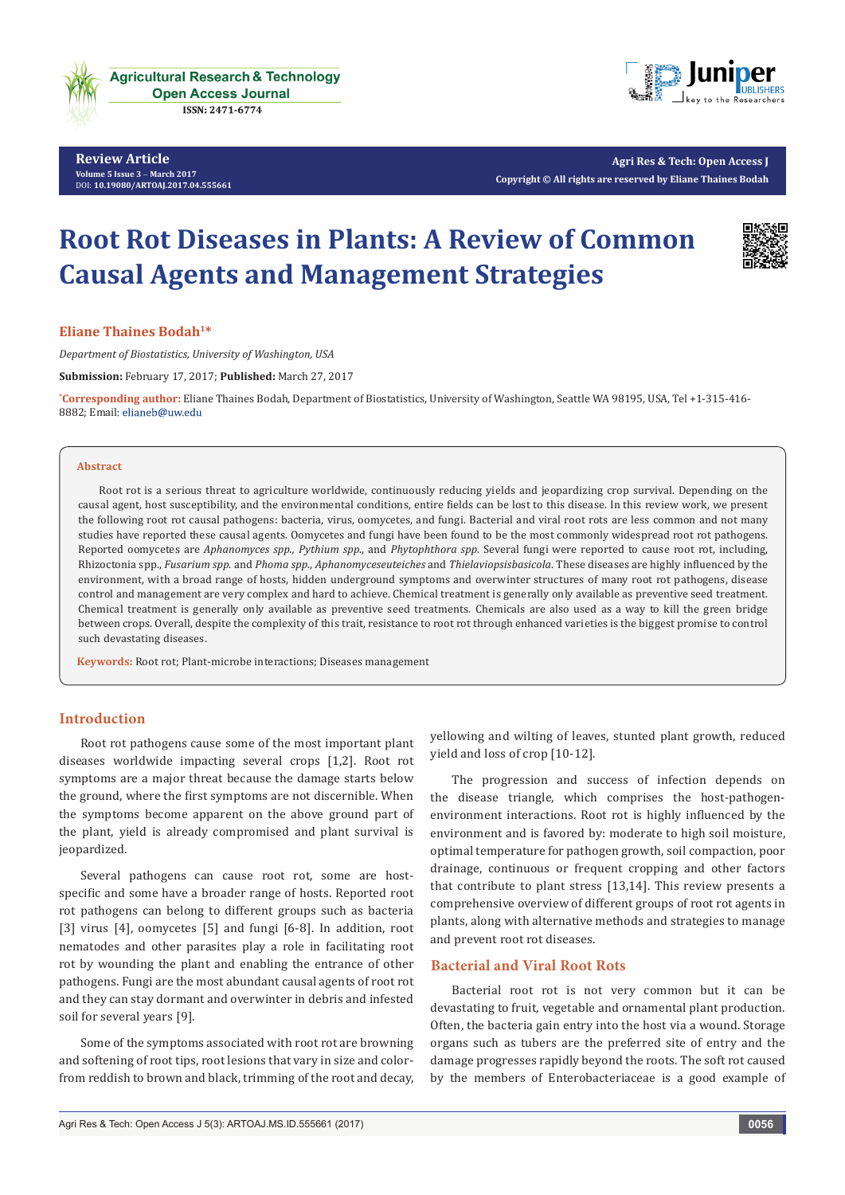**Review Article**
Volume 5 Issue 3 – March 2017
DOI: 10.19080/ARTOAJ.2017.04.555661

**Agri Res & Tech: Open Access J**
**Copyright © All rights are reserved by Eliane Thaines Bodah**

# Root Rot Diseases in Plants: A Review of Common Causal Agents and Management Strategies

**Eliane Thaines Bodah[1]***

*Department of Biostatistics, University of Washington, USA*

**Submission:** February 17, 2017; **Published:** March 27, 2017

***Corresponding author:** Eliane Thaines Bodah, Department of Biostatistics, University of Washington, Seattle WA 98195, USA, Tel +1-315-416-8882; Email: elianeb@uw.edu

## Abstract

Root rot is a serious threat to agriculture worldwide, continuously reducing yields and jeopardizing crop survival. Depending on the causal agent, host susceptibility, and the environmental conditions, entire fields can be lost to this disease. In this review work, we present the following root rot causal pathogens: bacteria, virus, oomycetes, and fungi. Bacterial and viral root rots are less common and not many studies have reported these causal agents. Oomycetes and fungi have been found to be the most commonly widespread root rot pathogens. Reported oomycetes are *Aphanomyces spp., Pythium spp.*, and *Phytophthora spp*. Several fungi were reported to cause root rot, including, Rhizoctonia spp., *Fusarium spp*. and *Phoma spp*., *Aphanomyceseuteiches* and *Thielaviopsisbasicola*. These diseases are highly influenced by the environment, with a broad range of hosts, hidden underground symptoms and overwinter structures of many root rot pathogens, disease control and management are very complex and hard to achieve. Chemical treatment is generally only available as preventive seed treatment. Chemical treatment is generally only available as preventive seed treatments. Chemicals are also used as a way to kill the green bridge between crops. Overall, despite the complexity of this trait, resistance to root rot through enhanced varieties is the biggest promise to control such devastating diseases.

**Keywords:** Root rot; Plant-microbe interactions; Diseases management

## Introduction

Root rot pathogens cause some of the most important plant diseases worldwide impacting several crops [1,2]. Root rot symptoms are a major threat because the damage starts below the ground, where the first symptoms are not discernible. When the symptoms become apparent on the above ground part of the plant, yield is already compromised and plant survival is jeopardized.

Several pathogens can cause root rot, some are host-specific and some have a broader range of hosts. Reported root rot pathogens can belong to different groups such as bacteria [3] virus [4], oomycetes [5] and fungi [6-8]. In addition, root nematodes and other parasites play a role in facilitating root rot by wounding the plant and enabling the entrance of other pathogens. Fungi are the most abundant causal agents of root rot and they can stay dormant and overwinter in debris and infested soil for several years [9].

Some of the symptoms associated with root rot are browning and softening of root tips, root lesions that vary in size and color-from reddish to brown and black, trimming of the root and decay, yellowing and wilting of leaves, stunted plant growth, reduced yield and loss of crop [10-12].

The progression and success of infection depends on the disease triangle, which comprises the host-pathogen-environment interactions. Root rot is highly influenced by the environment and is favored by: moderate to high soil moisture, optimal temperature for pathogen growth, soil compaction, poor drainage, continuous or frequent cropping and other factors that contribute to plant stress [13,14]. This review presents a comprehensive overview of different groups of root rot agents in plants, along with alternative methods and strategies to manage and prevent root rot diseases.

## Bacterial and Viral Root Rots

Bacterial root rot is not very common but it can be devastating to fruit, vegetable and ornamental plant production. Often, the bacteria gain entry into the host via a wound. Storage organs such as tubers are the preferred site of entry and the damage progresses rapidly beyond the roots. The soft rot caused by the members of Enterobacteriaceae is a good example of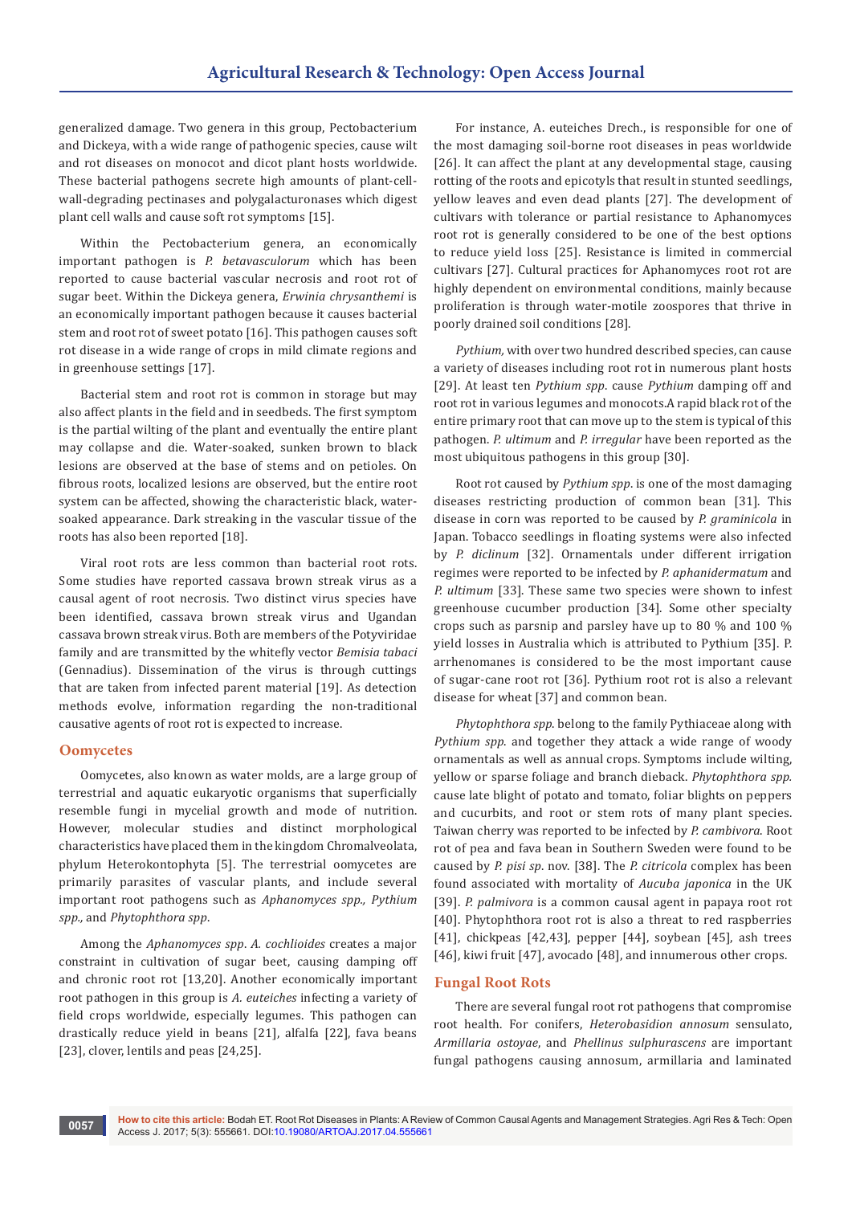generalized damage. Two genera in this group, Pectobacterium and Dickeya, with a wide range of pathogenic species, cause wilt and rot diseases on monocot and dicot plant hosts worldwide. These bacterial pathogens secrete high amounts of plant-cell-wall-degrading pectinases and polygalacturonases which digest plant cell walls and cause soft rot symptoms [15].

Within the Pectobacterium genera, an economically important pathogen is *P. betavasculorum* which has been reported to cause bacterial vascular necrosis and root rot of sugar beet. Within the Dickeya genera, *Erwinia chrysanthemi* is an economically important pathogen because it causes bacterial stem and root rot of sweet potato [16]. This pathogen causes soft rot disease in a wide range of crops in mild climate regions and in greenhouse settings [17].

Bacterial stem and root rot is common in storage but may also affect plants in the field and in seedbeds. The first symptom is the partial wilting of the plant and eventually the entire plant may collapse and die. Water-soaked, sunken brown to black lesions are observed at the base of stems and on petioles. On fibrous roots, localized lesions are observed, but the entire root system can be affected, showing the characteristic black, water-soaked appearance. Dark streaking in the vascular tissue of the roots has also been reported [18].

Viral root rots are less common than bacterial root rots. Some studies have reported cassava brown streak virus as a causal agent of root necrosis. Two distinct virus species have been identified, cassava brown streak virus and Ugandan cassava brown streak virus. Both are members of the Potyviridae family and are transmitted by the whitefly vector *Bemisia tabaci* (Gennadius). Dissemination of the virus is through cuttings that are taken from infected parent material [19]. As detection methods evolve, information regarding the non-traditional causative agents of root rot is expected to increase.

## Oomycetes

Oomycetes, also known as water molds, are a large group of terrestrial and aquatic eukaryotic organisms that superficially resemble fungi in mycelial growth and mode of nutrition. However, molecular studies and distinct morphological characteristics have placed them in the kingdom Chromalveolata, phylum Heterokontophyta [5]. The terrestrial oomycetes are primarily parasites of vascular plants, and include several important root pathogens such as *Aphanomyces spp., Pythium spp.,* and *Phytophthora spp*.

Among the *Aphanomyces spp*. *A. cochlioides* creates a major constraint in cultivation of sugar beet, causing damping off and chronic root rot [13,20]. Another economically important root pathogen in this group is *A. euteiches* infecting a variety of field crops worldwide, especially legumes. This pathogen can drastically reduce yield in beans [21], alfalfa [22], fava beans [23], clover, lentils and peas [24,25].

For instance, A. euteiches Drech., is responsible for one of the most damaging soil-borne root diseases in peas worldwide [26]. It can affect the plant at any developmental stage, causing rotting of the roots and epicotyls that result in stunted seedlings, yellow leaves and even dead plants [27]. The development of cultivars with tolerance or partial resistance to Aphanomyces root rot is generally considered to be one of the best options to reduce yield loss [25]. Resistance is limited in commercial cultivars [27]. Cultural practices for Aphanomyces root rot are highly dependent on environmental conditions, mainly because proliferation is through water-motile zoospores that thrive in poorly drained soil conditions [28].

*Pythium,* with over two hundred described species, can cause a variety of diseases including root rot in numerous plant hosts [29]. At least ten *Pythium spp*. cause *Pythium* damping off and root rot in various legumes and monocots.A rapid black rot of the entire primary root that can move up to the stem is typical of this pathogen. *P. ultimum* and *P. irregular* have been reported as the most ubiquitous pathogens in this group [30].

Root rot caused by *Pythium spp*. is one of the most damaging diseases restricting production of common bean [31]. This disease in corn was reported to be caused by *P. graminicola* in Japan. Tobacco seedlings in floating systems were also infected by *P. diclinum* [32]. Ornamentals under different irrigation regimes were reported to be infected by *P. aphanidermatum* and *P. ultimum* [33]. These same two species were shown to infest greenhouse cucumber production [34]. Some other specialty crops such as parsnip and parsley have up to 80 % and 100 % yield losses in Australia which is attributed to Pythium [35]. P. arrhenomanes is considered to be the most important cause of sugar-cane root rot [36]. Pythium root rot is also a relevant disease for wheat [37] and common bean.

*Phytophthora spp*. belong to the family Pythiaceae along with *Pythium spp*. and together they attack a wide range of woody ornamentals as well as annual crops. Symptoms include wilting, yellow or sparse foliage and branch dieback. *Phytophthora spp.* cause late blight of potato and tomato, foliar blights on peppers and cucurbits, and root or stem rots of many plant species. Taiwan cherry was reported to be infected by *P. cambivora*. Root rot of pea and fava bean in Southern Sweden were found to be caused by *P. pisi sp*. nov. [38]. The *P. citricola* complex has been found associated with mortality of *Aucuba japonica* in the UK [39]. *P. palmivora* is a common causal agent in papaya root rot [40]. Phytophthora root rot is also a threat to red raspberries [41], chickpeas [42,43], pepper [44], soybean [45], ash trees [46], kiwi fruit [47], avocado [48], and innumerous other crops.

## Fungal Root Rots

There are several fungal root rot pathogens that compromise root health. For conifers, *Heterobasidion annosum* sensulato, *Armillaria ostoyae*, and *Phellinus sulphurascens* are important fungal pathogens causing annosum, armillaria and laminated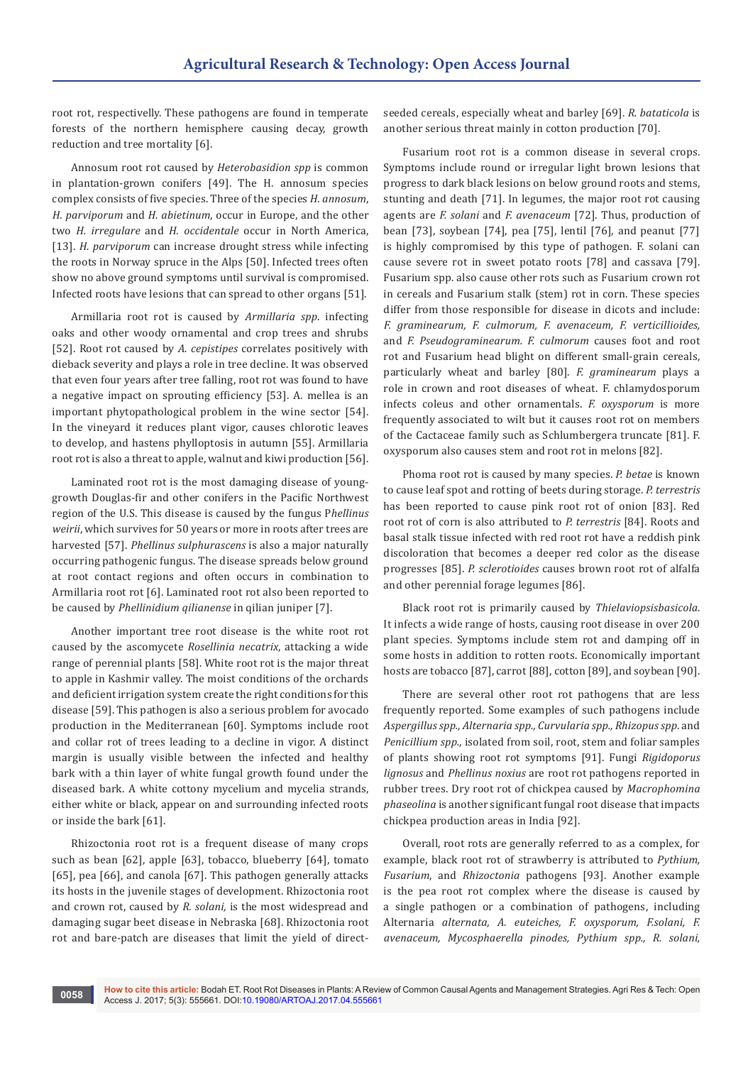root rot, respectivelly. These pathogens are found in temperate forests of the northern hemisphere causing decay, growth reduction and tree mortality [6].

Annosum root rot caused by *Heterobasidion spp* is common in plantation-grown conifers [49]. The H. annosum species complex consists of five species. Three of the species *H. annosum*, *H. parviporum* and *H. abietinum*, occur in Europe, and the other two *H. irregulare* and *H. occidentale* occur in North America, [13]. *H. parviporum* can increase drought stress while infecting the roots in Norway spruce in the Alps [50]. Infected trees often show no above ground symptoms until survival is compromised. Infected roots have lesions that can spread to other organs [51].

Armillaria root rot is caused by *Armillaria spp*. infecting oaks and other woody ornamental and crop trees and shrubs [52]. Root rot caused by *A. cepistipes* correlates positively with dieback severity and plays a role in tree decline. It was observed that even four years after tree falling, root rot was found to have a negative impact on sprouting efficiency [53]. A. mellea is an important phytopathological problem in the wine sector [54]. In the vineyard it reduces plant vigor, causes chlorotic leaves to develop, and hastens phylloptosis in autumn [55]. Armillaria root rot is also a threat to apple, walnut and kiwi production [56].

Laminated root rot is the most damaging disease of young-growth Douglas-fir and other conifers in the Pacific Northwest region of the U.S. This disease is caused by the fungus P*hellinus weirii*, which survives for 50 years or more in roots after trees are harvested [57]. *Phellinus sulphurascens* is also a major naturally occurring pathogenic fungus. The disease spreads below ground at root contact regions and often occurs in combination to Armillaria root rot [6]. Laminated root rot also been reported to be caused by *Phellinidium qilianense* in qilian juniper [7].

Another important tree root disease is the white root rot caused by the ascomycete *Rosellinia necatrix*, attacking a wide range of perennial plants [58]. White root rot is the major threat to apple in Kashmir valley. The moist conditions of the orchards and deficient irrigation system create the right conditions for this disease [59]. This pathogen is also a serious problem for avocado production in the Mediterranean [60]. Symptoms include root and collar rot of trees leading to a decline in vigor. A distinct margin is usually visible between the infected and healthy bark with a thin layer of white fungal growth found under the diseased bark. A white cottony mycelium and mycelia strands, either white or black, appear on and surrounding infected roots or inside the bark [61].

Rhizoctonia root rot is a frequent disease of many crops such as bean [62], apple [63], tobacco, blueberry [64], tomato [65], pea [66], and canola [67]. This pathogen generally attacks its hosts in the juvenile stages of development. Rhizoctonia root and crown rot, caused by *R. solani,* is the most widespread and damaging sugar beet disease in Nebraska [68]. Rhizoctonia root rot and bare-patch are diseases that limit the yield of direct-seeded cereals, especially wheat and barley [69]. *R. bataticola* is another serious threat mainly in cotton production [70].

Fusarium root rot is a common disease in several crops. Symptoms include round or irregular light brown lesions that progress to dark black lesions on below ground roots and stems, stunting and death [71]. In legumes, the major root rot causing agents are *F. solani* and *F. avenaceum* [72]. Thus, production of bean [73], soybean [74], pea [75], lentil [76], and peanut [77] is highly compromised by this type of pathogen. F. solani can cause severe rot in sweet potato roots [78] and cassava [79]. Fusarium spp. also cause other rots such as Fusarium crown rot in cereals and Fusarium stalk (stem) rot in corn. These species differ from those responsible for disease in dicots and include: *F. graminearum, F. culmorum, F. avenaceum, F. verticillioides,* and *F. Pseudograminearum. F. culmorum* causes foot and root rot and Fusarium head blight on different small-grain cereals, particularly wheat and barley [80]. *F. graminearum* plays a role in crown and root diseases of wheat. F. chlamydosporum infects coleus and other ornamentals. *F. oxysporum* is more frequently associated to wilt but it causes root rot on members of the Cactaceae family such as Schlumbergera truncate [81]. F. oxysporum also causes stem and root rot in melons [82].

Phoma root rot is caused by many species. *P. betae* is known to cause leaf spot and rotting of beets during storage. *P. terrestris* has been reported to cause pink root rot of onion [83]. Red root rot of corn is also attributed to *P. terrestris* [84]. Roots and basal stalk tissue infected with red root rot have a reddish pink discoloration that becomes a deeper red color as the disease progresses [85]. *P. sclerotioides* causes brown root rot of alfalfa and other perennial forage legumes [86].

Black root rot is primarily caused by *Thielaviopsisbasicola.* It infects a wide range of hosts, causing root disease in over 200 plant species. Symptoms include stem rot and damping off in some hosts in addition to rotten roots. Economically important hosts are tobacco [87], carrot [88], cotton [89], and soybean [90].

There are several other root rot pathogens that are less frequently reported. Some examples of such pathogens include *Aspergillus spp., Alternaria spp., Curvularia spp., Rhizopus spp.* and *Penicillium spp.*, isolated from soil, root, stem and foliar samples of plants showing root rot symptoms [91]. Fungi *Rigidoporus lignosus* and *Phellinus noxius* are root rot pathogens reported in rubber trees. Dry root rot of chickpea caused by *Macrophomina phaseolina* is another significant fungal root disease that impacts chickpea production areas in India [92].

Overall, root rots are generally referred to as a complex, for example, black root rot of strawberry is attributed to *Pythium, Fusarium*, and *Rhizoctonia* pathogens [93]. Another example is the pea root rot complex where the disease is caused by a single pathogen or a combination of pathogens, including Alternaria *alternata, A. euteiches, F. oxysporum, F.solani, F. avenaceum, Mycosphaerella pinodes, Pythium spp., R. solani,*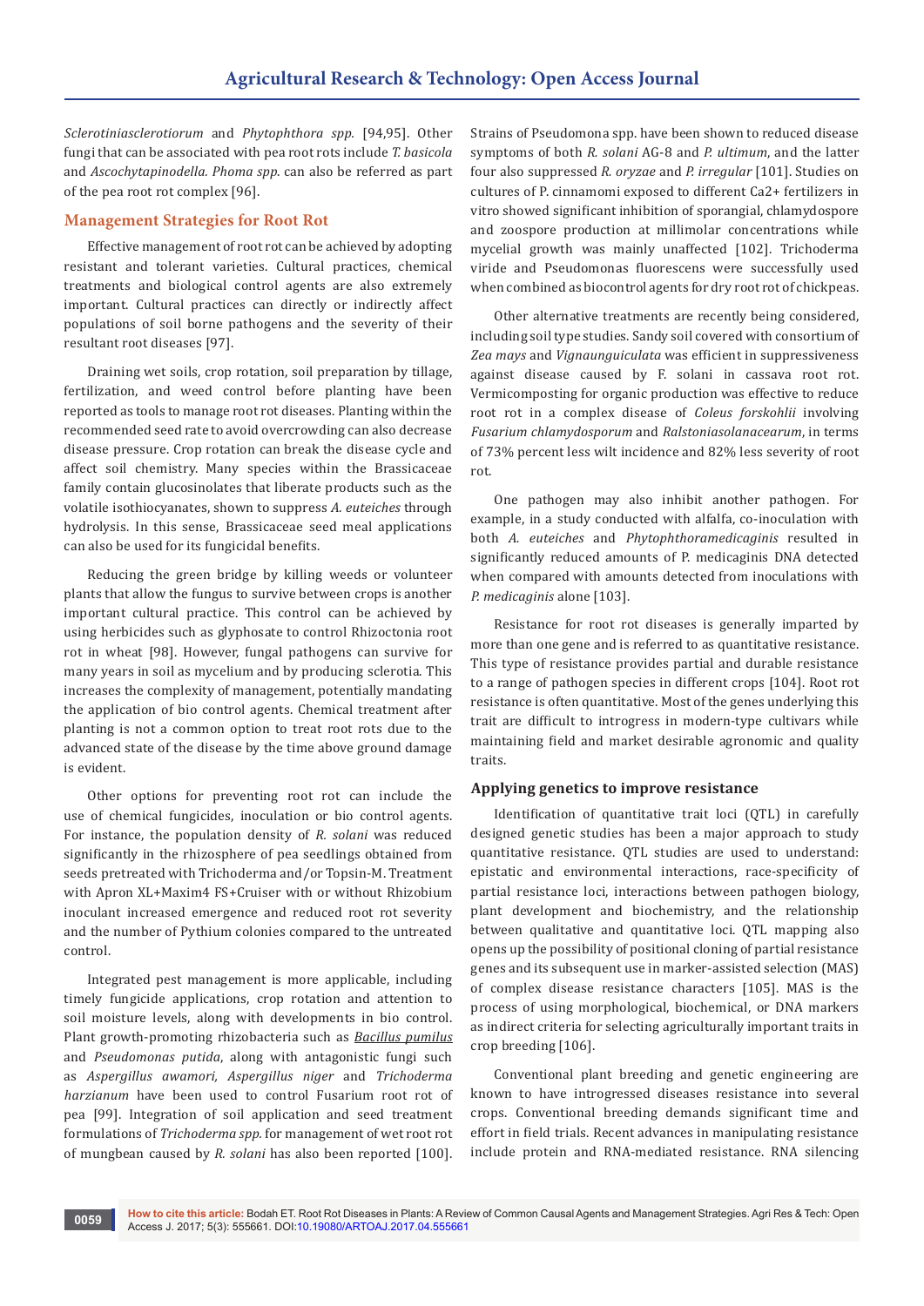*Sclerotiniasclerotiorum* and *Phytophthora spp.* [94,95]. Other fungi that can be associated with pea root rots include *T. basicola* and *Ascochytapinodella*. *Phoma spp.* can also be referred as part of the pea root rot complex [96].

## Management Strategies for Root Rot

Effective management of root rot can be achieved by adopting resistant and tolerant varieties. Cultural practices, chemical treatments and biological control agents are also extremely important. Cultural practices can directly or indirectly affect populations of soil borne pathogens and the severity of their resultant root diseases [97].

Draining wet soils, crop rotation, soil preparation by tillage, fertilization, and weed control before planting have been reported as tools to manage root rot diseases. Planting within the recommended seed rate to avoid overcrowding can also decrease disease pressure. Crop rotation can break the disease cycle and affect soil chemistry. Many species within the Brassicaceae family contain glucosinolates that liberate products such as the volatile isothiocyanates, shown to suppress *A. euteiches* through hydrolysis. In this sense, Brassicaceae seed meal applications can also be used for its fungicidal benefits.

Reducing the green bridge by killing weeds or volunteer plants that allow the fungus to survive between crops is another important cultural practice. This control can be achieved by using herbicides such as glyphosate to control Rhizoctonia root rot in wheat [98]. However, fungal pathogens can survive for many years in soil as mycelium and by producing sclerotia. This increases the complexity of management, potentially mandating the application of bio control agents. Chemical treatment after planting is not a common option to treat root rots due to the advanced state of the disease by the time above ground damage is evident.

Other options for preventing root rot can include the use of chemical fungicides, inoculation or bio control agents. For instance, the population density of *R. solani* was reduced significantly in the rhizosphere of pea seedlings obtained from seeds pretreated with Trichoderma and/or Topsin-M. Treatment with Apron XL+Maxim4 FS+Cruiser with or without Rhizobium inoculant increased emergence and reduced root rot severity and the number of Pythium colonies compared to the untreated control.

Integrated pest management is more applicable, including timely fungicide applications, crop rotation and attention to soil moisture levels, along with developments in bio control. Plant growth-promoting rhizobacteria such as *Bacillus pumilus* and *Pseudomonas putida*, along with antagonistic fungi such as *Aspergillus awamori, Aspergillus niger* and *Trichoderma harzianum* have been used to control Fusarium root rot of pea [99]. Integration of soil application and seed treatment formulations of *Trichoderma spp.* for management of wet root rot of mungbean caused by *R. solani* has also been reported [100]. Strains of Pseudomona spp. have been shown to reduced disease symptoms of both *R. solani* AG-8 and *P. ultimum*, and the latter four also suppressed *R. oryzae* and *P. irregular* [101]. Studies on cultures of P. cinnamomi exposed to different Ca2+ fertilizers in vitro showed significant inhibition of sporangial, chlamydospore and zoospore production at millimolar concentrations while mycelial growth was mainly unaffected [102]. Trichoderma viride and Pseudomonas fluorescens were successfully used when combined as biocontrol agents for dry root rot of chickpeas.

Other alternative treatments are recently being considered, including soil type studies. Sandy soil covered with consortium of *Zea mays* and *Vignaunguiculata* was efficient in suppressiveness against disease caused by F. solani in cassava root rot. Vermicomposting for organic production was effective to reduce root rot in a complex disease of *Coleus forskohlii* involving *Fusarium chlamydosporum* and *Ralstoniasolanacearum*, in terms of 73% percent less wilt incidence and 82% less severity of root rot.

One pathogen may also inhibit another pathogen. For example, in a study conducted with alfalfa, co-inoculation with both *A. euteiches* and *Phytophthoramedicaginis* resulted in significantly reduced amounts of P. medicaginis DNA detected when compared with amounts detected from inoculations with *P. medicaginis* alone [103].

Resistance for root rot diseases is generally imparted by more than one gene and is referred to as quantitative resistance. This type of resistance provides partial and durable resistance to a range of pathogen species in different crops [104]. Root rot resistance is often quantitative. Most of the genes underlying this trait are difficult to introgress in modern-type cultivars while maintaining field and market desirable agronomic and quality traits.

### Applying genetics to improve resistance

Identification of quantitative trait loci (QTL) in carefully designed genetic studies has been a major approach to study quantitative resistance. QTL studies are used to understand: epistatic and environmental interactions, race-specificity of partial resistance loci, interactions between pathogen biology, plant development and biochemistry, and the relationship between qualitative and quantitative loci. QTL mapping also opens up the possibility of positional cloning of partial resistance genes and its subsequent use in marker-assisted selection (MAS) of complex disease resistance characters [105]. MAS is the process of using morphological, biochemical, or DNA markers as indirect criteria for selecting agriculturally important traits in crop breeding [106].

Conventional plant breeding and genetic engineering are known to have introgressed diseases resistance into several crops. Conventional breeding demands significant time and effort in field trials. Recent advances in manipulating resistance include protein and RNA-mediated resistance. RNA silencing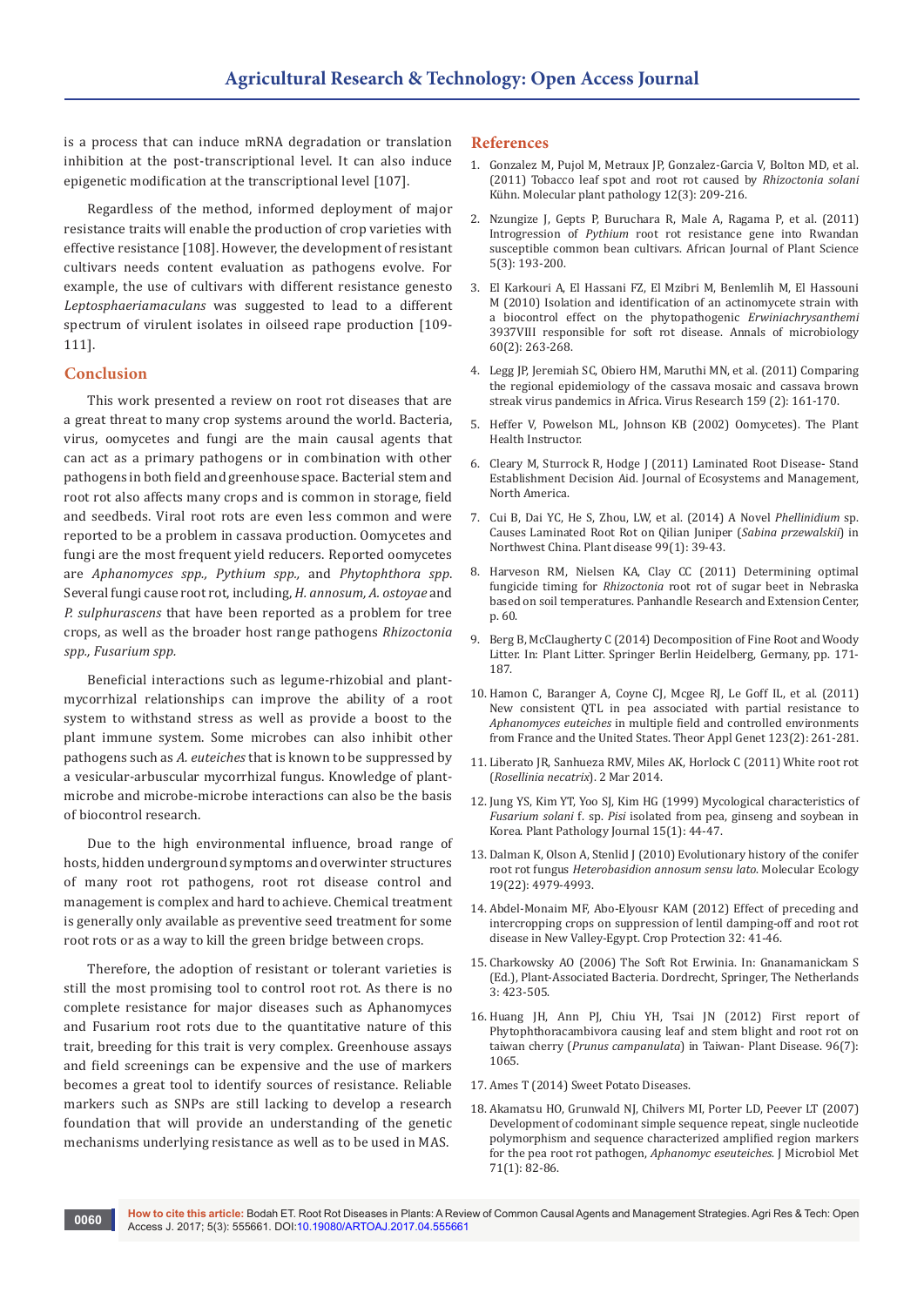is a process that can induce mRNA degradation or translation inhibition at the post-transcriptional level. It can also induce epigenetic modification at the transcriptional level [107].

Regardless of the method, informed deployment of major resistance traits will enable the production of crop varieties with effective resistance [108]. However, the development of resistant cultivars needs content evaluation as pathogens evolve. For example, the use of cultivars with different resistance genesto *Leptosphaeriamaculans* was suggested to lead to a different spectrum of virulent isolates in oilseed rape production [109-111].

## Conclusion

This work presented a review on root rot diseases that are a great threat to many crop systems around the world. Bacteria, virus, oomycetes and fungi are the main causal agents that can act as a primary pathogens or in combination with other pathogens in both field and greenhouse space. Bacterial stem and root rot also affects many crops and is common in storage, field and seedbeds. Viral root rots are even less common and were reported to be a problem in cassava production. Oomycetes and fungi are the most frequent yield reducers. Reported oomycetes are *Aphanomyces spp., Pythium spp.,* and *Phytophthora spp*. Several fungi cause root rot, including, *H. annosum, A. ostoyae* and *P. sulphurascens* that have been reported as a problem for tree crops, as well as the broader host range pathogens *Rhizoctonia spp., Fusarium spp.*

Beneficial interactions such as legume-rhizobial and plant-mycorrhizal relationships can improve the ability of a root system to withstand stress as well as provide a boost to the plant immune system. Some microbes can also inhibit other pathogens such as *A. euteiches* that is known to be suppressed by a vesicular-arbuscular mycorrhizal fungus. Knowledge of plant-microbe and microbe-microbe interactions can also be the basis of biocontrol research.

Due to the high environmental influence, broad range of hosts, hidden underground symptoms and overwinter structures of many root rot pathogens, root rot disease control and management is complex and hard to achieve. Chemical treatment is generally only available as preventive seed treatment for some root rots or as a way to kill the green bridge between crops.

Therefore, the adoption of resistant or tolerant varieties is still the most promising tool to control root rot. As there is no complete resistance for major diseases such as Aphanomyces and Fusarium root rots due to the quantitative nature of this trait, breeding for this trait is very complex. Greenhouse assays and field screenings can be expensive and the use of markers becomes a great tool to identify sources of resistance. Reliable markers such as SNPs are still lacking to develop a research foundation that will provide an understanding of the genetic mechanisms underlying resistance as well as to be used in MAS.

## References

1. Gonzalez M, Pujol M, Metraux JP, Gonzalez-Garcia V, Bolton MD, et al. (2011) Tobacco leaf spot and root rot caused by *Rhizoctonia solani* Kühn. Molecular plant pathology 12(3): 209-216.
2. Nzungize J, Gepts P, Buruchara R, Male A, Ragama P, et al. (2011) Introgression of *Pythium* root rot resistance gene into Rwandan susceptible common bean cultivars. African Journal of Plant Science 5(3): 193-200.
3. El Karkouri A, El Hassani FZ, El Mzibri M, Benlemlih M, El Hassouni M (2010) Isolation and identification of an actinomycete strain with a biocontrol effect on the phytopathogenic *Erwiniachrysanthemi* 3937VIII responsible for soft rot disease. Annals of microbiology 60(2): 263-268.
4. Legg JP, Jeremiah SC, Obiero HM, Maruthi MN, et al. (2011) Comparing the regional epidemiology of the cassava mosaic and cassava brown streak virus pandemics in Africa. Virus Research 159 (2): 161-170.
5. Heffer V, Powelson ML, Johnson KB (2002) Oomycetes). The Plant Health Instructor.
6. Cleary M, Sturrock R, Hodge J (2011) Laminated Root Disease- Stand Establishment Decision Aid. Journal of Ecosystems and Management, North America.
7. Cui B, Dai YC, He S, Zhou, LW, et al. (2014) A Novel *Phellinidium* sp. Causes Laminated Root Rot on Qilian Juniper (*Sabina przewalskii*) in Northwest China. Plant disease 99(1): 39-43.
8. Harveson RM, Nielsen KA, Clay CC (2011) Determining optimal fungicide timing for *Rhizoctonia* root rot of sugar beet in Nebraska based on soil temperatures. Panhandle Research and Extension Center, p. 60.
9. Berg B, McClaugherty C (2014) Decomposition of Fine Root and Woody Litter. In: Plant Litter. Springer Berlin Heidelberg, Germany, pp. 171-187.
10. Hamon C, Baranger A, Coyne CJ, Mcgee RJ, Le Goff IL, et al. (2011) New consistent QTL in pea associated with partial resistance to *Aphanomyces euteiches* in multiple field and controlled environments from France and the United States. Theor Appl Genet 123(2): 261-281.
11. Liberato JR, Sanhueza RMV, Miles AK, Horlock C (2011) White root rot (*Rosellinia necatrix*). 2 Mar 2014.
12. Jung YS, Kim YT, Yoo SJ, Kim HG (1999) Mycological characteristics of *Fusarium solani* f. sp. *Pisi* isolated from pea, ginseng and soybean in Korea. Plant Pathology Journal 15(1): 44-47.
13. Dalman K, Olson A, Stenlid J (2010) Evolutionary history of the conifer root rot fungus *Heterobasidion annosum sensu lato*. Molecular Ecology 19(22): 4979-4993.
14. Abdel-Monaim MF, Abo-Elyousr KAM (2012) Effect of preceding and intercropping crops on suppression of lentil damping-off and root rot disease in New Valley-Egypt. Crop Protection 32: 41-46.
15. Charkowsky AO (2006) The Soft Rot Erwinia. In: Gnanamanickam S (Ed.), Plant-Associated Bacteria. Dordrecht, Springer, The Netherlands 3: 423-505.
16. Huang JH, Ann PJ, Chiu YH, Tsai JN (2012) First report of Phytophthoracambivora causing leaf and stem blight and root rot on taiwan cherry (*Prunus campanulata*) in Taiwan- Plant Disease. 96(7): 1065.
17. Ames T (2014) Sweet Potato Diseases.
18. Akamatsu HO, Grunwald NJ, Chilvers MI, Porter LD, Peever LT (2007) Development of codominant simple sequence repeat, single nucleotide polymorphism and sequence characterized amplified region markers for the pea root rot pathogen, *Aphanomyc eseuteiches*. J Microbiol Met 71(1): 82-86.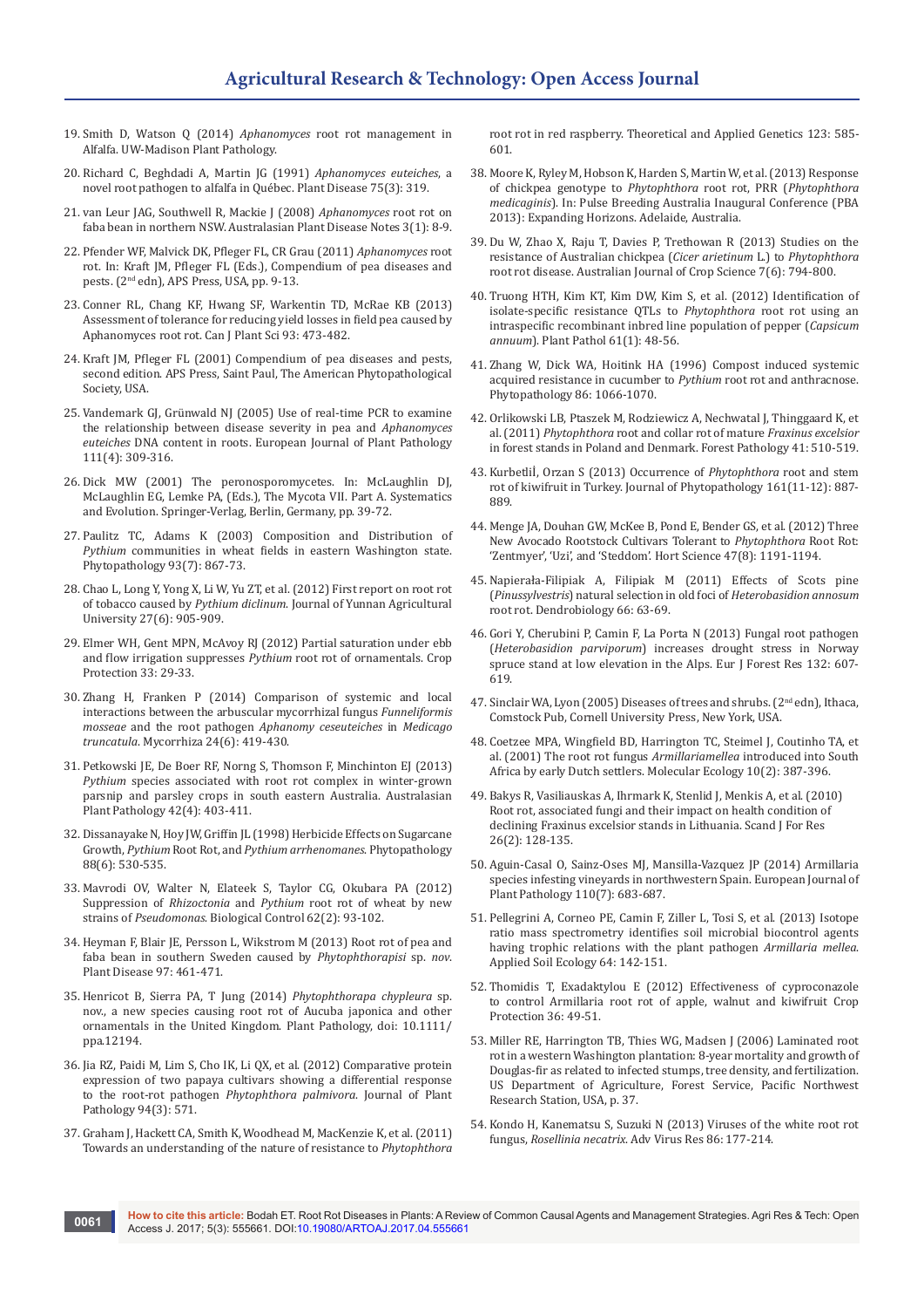19. Smith D, Watson Q (2014) *Aphanomyces* root rot management in Alfalfa. UW-Madison Plant Pathology.
20. Richard C, Beghdadi A, Martin JG (1991) *Aphanomyces euteiches*, a novel root pathogen to alfalfa in Québec. Plant Disease 75(3): 319.
21. van Leur JAG, Southwell R, Mackie J (2008) *Aphanomyces* root rot on faba bean in northern NSW. Australasian Plant Disease Notes 3(1): 8-9.
22. Pfender WF, Malvick DK, Pfleger FL, CR Grau (2011) *Aphanomyces* root rot. In: Kraft JM, Pfleger FL (Eds.), Compendium of pea diseases and pests. (2nd edn), APS Press, USA, pp. 9-13.
23. Conner RL, Chang KF, Hwang SF, Warkentin TD, McRae KB (2013) Assessment of tolerance for reducing yield losses in field pea caused by Aphanomyces root rot. Can J Plant Sci 93: 473-482.
24. Kraft JM, Pfleger FL (2001) Compendium of pea diseases and pests, second edition. APS Press, Saint Paul, The American Phytopathological Society, USA.
25. Vandemark GJ, Grünwald NJ (2005) Use of real-time PCR to examine the relationship between disease severity in pea and *Aphanomyces euteiches* DNA content in roots. European Journal of Plant Pathology 111(4): 309-316.
26. Dick MW (2001) The peronosporomycetes. In: McLaughlin DJ, McLaughlin EG, Lemke PA, (Eds.), The Mycota VII. Part A. Systematics and Evolution. Springer-Verlag, Berlin, Germany, pp. 39-72.
27. Paulitz TC, Adams K (2003) Composition and Distribution of *Pythium* communities in wheat fields in eastern Washington state. Phytopathology 93(7): 867-73.
28. Chao L, Long Y, Yong X, Li W, Yu ZT, et al. (2012) First report on root rot of tobacco caused by *Pythium diclinum*. Journal of Yunnan Agricultural University 27(6): 905-909.
29. Elmer WH, Gent MPN, McAvoy RJ (2012) Partial saturation under ebb and flow irrigation suppresses *Pythium* root rot of ornamentals. Crop Protection 33: 29-33.
30. Zhang H, Franken P (2014) Comparison of systemic and local interactions between the arbuscular mycorrhizal fungus *Funneliformis mosseae* and the root pathogen *Aphanomy ceseuteiches* in *Medicago truncatula*. Mycorrhiza 24(6): 419-430.
31. Petkowski JE, De Boer RF, Norng S, Thomson F, Minchinton EJ (2013) *Pythium* species associated with root rot complex in winter-grown parsnip and parsley crops in south eastern Australia. Australasian Plant Pathology 42(4): 403-411.
32. Dissanayake N, Hoy JW, Griffin JL (1998) Herbicide Effects on Sugarcane Growth, *Pythium* Root Rot, and *Pythium arrhenomanes*. Phytopathology 88(6): 530-535.
33. Mavrodi OV, Walter N, Elateek S, Taylor CG, Okubara PA (2012) Suppression of *Rhizoctonia* and *Pythium* root rot of wheat by new strains of *Pseudomonas*. Biological Control 62(2): 93-102.
34. Heyman F, Blair JE, Persson L, Wikstrom M (2013) Root rot of pea and faba bean in southern Sweden caused by *Phytophthorapisi* sp. *nov*. Plant Disease 97: 461-471.
35. Henricot B, Sierra PA, T Jung (2014) *Phytophthorapa chypleura* sp. nov., a new species causing root rot of Aucuba japonica and other ornamentals in the United Kingdom. Plant Pathology, doi: 10.1111/ppa.12194.
36. Jia RZ, Paidi M, Lim S, Cho IK, Li QX, et al. (2012) Comparative protein expression of two papaya cultivars showing a differential response to the root-rot pathogen *Phytophthora palmivora*. Journal of Plant Pathology 94(3): 571.
37. Graham J, Hackett CA, Smith K, Woodhead M, MacKenzie K, et al. (2011) Towards an understanding of the nature of resistance to *Phytophthora* root rot in red raspberry. Theoretical and Applied Genetics 123: 585-601.
38. Moore K, Ryley M, Hobson K, Harden S, Martin W, et al. (2013) Response of chickpea genotype to *Phytophthora* root rot, PRR (*Phytophthora medicaginis*). In: Pulse Breeding Australia Inaugural Conference (PBA 2013): Expanding Horizons. Adelaide, Australia.
39. Du W, Zhao X, Raju T, Davies P, Trethowan R (2013) Studies on the resistance of Australian chickpea (*Cicer arietinum* L.) to *Phytophthora* root rot disease. Australian Journal of Crop Science 7(6): 794-800.
40. Truong HTH, Kim KT, Kim DW, Kim S, et al. (2012) Identification of isolate-specific resistance QTLs to *Phytophthora* root rot using an intraspecific recombinant inbred line population of pepper (*Capsicum annuum*). Plant Pathol 61(1): 48-56.
41. Zhang W, Dick WA, Hoitink HA (1996) Compost induced systemic acquired resistance in cucumber to *Pythium* root rot and anthracnose. Phytopathology 86: 1066-1070.
42. Orlikowski LB, Ptaszek M, Rodziewicz A, Nechwatal J, Thinggaard K, et al. (2011) *Phytophthora* root and collar rot of mature *Fraxinus excelsior* in forest stands in Poland and Denmark. Forest Pathology 41: 510-519.
43. Kurbetlİ, Orzan S (2013) Occurrence of *Phytophthora* root and stem rot of kiwifruit in Turkey. Journal of Phytopathology 161(11-12): 887-889.
44. Menge JA, Douhan GW, McKee B, Pond E, Bender GS, et al. (2012) Three New Avocado Rootstock Cultivars Tolerant to *Phytophthora* Root Rot: 'Zentmyer', 'Uzi', and 'Steddom'. Hort Science 47(8): 1191-1194.
45. Napierała-Filipiak A, Filipiak M (2011) Effects of Scots pine (*Pinussylvestris*) natural selection in old foci of *Heterobasidion annosum* root rot. Dendrobiology 66: 63-69.
46. Gori Y, Cherubini P, Camin F, La Porta N (2013) Fungal root pathogen (*Heterobasidion parviporum*) increases drought stress in Norway spruce stand at low elevation in the Alps. Eur J Forest Res 132: 607-619.
47. Sinclair WA, Lyon (2005) Diseases of trees and shrubs. (2nd edn), Ithaca, Comstock Pub, Cornell University Press, New York, USA.
48. Coetzee MPA, Wingfield BD, Harrington TC, Steimel J, Coutinho TA, et al. (2001) The root rot fungus *Armillariamellea* introduced into South Africa by early Dutch settlers. Molecular Ecology 10(2): 387-396.
49. Bakys R, Vasiliauskas A, Ihrmark K, Stenlid J, Menkis A, et al. (2010) Root rot, associated fungi and their impact on health condition of declining Fraxinus excelsior stands in Lithuania. Scand J For Res 26(2): 128-135.
50. Aguin-Casal O, Sainz-Oses MJ, Mansilla-Vazquez JP (2014) Armillaria species infesting vineyards in northwestern Spain. European Journal of Plant Pathology 110(7): 683-687.
51. Pellegrini A, Corneo PE, Camin F, Ziller L, Tosi S, et al. (2013) Isotope ratio mass spectrometry identifies soil microbial biocontrol agents having trophic relations with the plant pathogen *Armillaria mellea*. Applied Soil Ecology 64: 142-151.
52. Thomidis T, Exadaktylou E (2012) Effectiveness of cyproconazole to control Armillaria root rot of apple, walnut and kiwifruit Crop Protection 36: 49-51.
53. Miller RE, Harrington TB, Thies WG, Madsen J (2006) Laminated root rot in a western Washington plantation: 8-year mortality and growth of Douglas-fir as related to infected stumps, tree density, and fertilization. US Department of Agriculture, Forest Service, Pacific Northwest Research Station, USA, p. 37.
54. Kondo H, Kanematsu S, Suzuki N (2013) Viruses of the white root rot fungus, *Rosellinia necatrix*. Adv Virus Res 86: 177-214.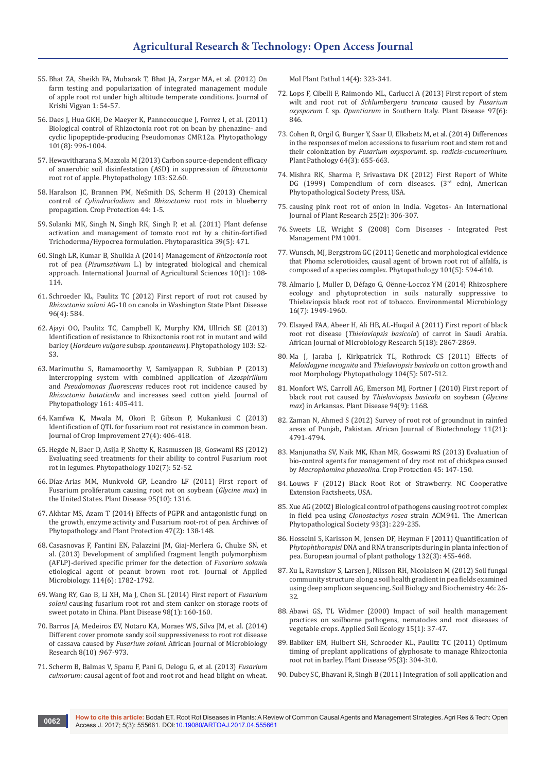55. Bhat ZA, Sheikh FA, Mubarak T, Bhat JA, Zargar MA, et al. (2012) On farm testing and popularization of integrated management module of apple root rot under high altitude temperate conditions. Journal of Krishi Vigyan 1: 54-57.

56. Daes J, Hua GKH, De Maeyer K, Pannecoucque J, Forrez I, et al. (2011) Biological control of Rhizoctonia root rot on bean by phenazine- and cyclic lipopeptide-producing Pseudomonas CMR12a. Phytopathology 101(8): 996-1004.

57. Hewavitharana S, Mazzola M (2013) Carbon source-dependent efficacy of anaerobic soil disinfestation (ASD) in suppression of *Rhizoctonia* root rot of apple. Phytopathology 103: S2.60.

58. Haralson JC, Brannen PM, NeSmith DS, Scherm H (2013) Chemical control of *Cylindrocladium* and *Rhizoctonia* root rots in blueberry propagation. Crop Protection 44: 1-5.

59. Solanki MK, Singh N, Singh RK, Singh P, et al. (2011) Plant defense activation and management of tomato root rot by a chitin-fortified Trichoderma/Hypocrea formulation. Phytoparasitica 39(5): 471.

60. Singh LR, Kumar B, Shulkla A (2014) Management of *Rhizoctonia* root rot of pea (*Pisumsativum* L.) by integrated biological and chemical approach. International Journal of Agricultural Sciences 10(1): 108-114.

61. Schroeder KL, Paulitz TC (2012) First report of root rot caused by *Rhizoctonia solani* AG-10 on canola in Washington State Plant Disease 96(4): 584.

62. Ajayi OO, Paulitz TC, Campbell K, Murphy KM, Ullrich SE (2013) Identification of resistance to Rhizoctonia root rot in mutant and wild barley (*Hordeum vulgare* subsp. *spontaneum*). Phytopathology 103: S2-S3.

63. Marimuthu S, Ramamoorthy V, Samiyappan R, Subbian P (2013) Intercropping system with combined application of *Azospirillum* and *Pseudomonas fluorescens* reduces root rot incidence caused by *Rhizoctonia bataticola* and increases seed cotton yield. Journal of Phytopathology 161: 405-411.

64. Kamfwa K, Mwala M, Okori P, Gibson P, Mukankusi C (2013) Identification of QTL for fusarium root rot resistance in common bean. Journal of Crop Improvement 27(4): 406-418.

65. Hegde N, Baer D, Asija P, Shetty K, Rasmussen JB, Goswami RS (2012) Evaluating seed treatments for their ability to control Fusarium root rot in legumes. Phytopathology 102(7): 52-52.

66. Díaz-Arias MM, Munkvold GP, Leandro LF (2011) First report of Fusarium proliferatum causing root rot on soybean (*Glycine max*) in the United States. Plant Disease 95(10): 1316.

67. Akhtar MS, Azam T (2014) Effects of PGPR and antagonistic fungi on the growth, enzyme activity and Fusarium root-rot of pea. Archives of Phytopathology and Plant Protection 47(2): 138-148.

68. Casasnovas F, Fantini EN, Palazzini JM, Giaj-Merlera G, Chulze SN, et al. (2013) Development of amplified fragment length polymorphism (AFLP)-derived specific primer for the detection of *Fusarium solani*a etiological agent of peanut brown root rot. Journal of Applied Microbiology. 114(6): 1782-1792.

69. Wang RY, Gao B, Li XH, Ma J, Chen SL (2014) First report of *Fusarium solani* causing fusarium root rot and stem canker on storage roots of sweet potato in China. Plant Disease 98(1): 160-160.

70. Barros JA, Medeiros EV, Notaro KA, Moraes WS, Silva JM, et al. (2014) Different cover promote sandy soil suppressiveness to root rot disease of cassava caused by *Fusarium solani*. African Journal of Microbiology Research 8(10) :967-973.

71. Scherm B, Balmas V, Spanu F, Pani G, Delogu G, et al. (2013) *Fusarium culmorum*: causal agent of foot and root rot and head blight on wheat. Mol Plant Pathol 14(4): 323-341.

72. Lops F, Cibelli F, Raimondo ML, Carlucci A (2013) First report of stem wilt and root rot of *Schlumbergera truncata* caused by *Fusarium oxysporum* f. sp. *Opuntiarum* in Southern Italy. Plant Disease 97(6): 846.

73. Cohen R, Orgil G, Burger Y, Saar U, Elkabetz M, et al. (2014) Differences in the responses of melon accessions to fusarium root and stem rot and their colonization by *Fusarium oxysporum*f. sp. *radicis-cucumerinum*. Plant Pathology 64(3): 655-663.

74. Mishra RK, Sharma P, Srivastava DK (2012) First Report of White DG (1999) Compendium of corn diseases. (3rd edn), American Phytopathological Society Press, USA.

75. causing pink root rot of onion in India. Vegetos- An International Journal of Plant Research 25(2): 306-307.

76. Sweets LE, Wright S (2008) Corn Diseases - Integrated Pest Management PM 1001.

77. Wunsch, MJ, Bergstrom GC (2011) Genetic and morphological evidence that Phoma sclerotioides, causal agent of brown root rot of alfalfa, is composed of a species complex. Phytopathology 101(5): 594-610.

78. Almario J, Muller D, Défago G, Oënne-Loccoz YM (2014) Rhizosphere ecology and phytoprotection in soils naturally suppressive to Thielaviopsis black root rot of tobacco. Environmental Microbiology 16(7): 1949-1960.

79. Elsayed FAA, Abeer H, Ali HB, AL-Huqail A (2011) First report of black root rot disease (*Thielaviopsis basicola*) of carrot in Saudi Arabia. African Journal of Microbiology Research 5(18): 2867-2869.

80. Ma J, Jaraba J, Kirkpatrick TL, Rothrock CS (2011) Effects of *Meloidogyne incognita* and *Thielaviopsis basicola* on cotton growth and root Morphology Phytopathology 104(5): 507-512.

81. Monfort WS, Carroll AG, Emerson MJ, Fortner J (2010) First report of black root rot caused by *Thielaviopsis basicola* on soybean (*Glycine max*) in Arkansas. Plant Disease 94(9): 1168.

82. Zaman N, Ahmed S (2012) Survey of root rot of groundnut in rainfed areas of Punjab, Pakistan. African Journal of Biotechnology 11(21): 4791-4794.

83. Manjunatha SV, Naik MK, Khan MR, Goswami RS (2013) Evaluation of bio-control agents for management of dry root rot of chickpea caused by *Macrophomina phaseolina*. Crop Protection 45: 147-150.

84. Louws F (2012) Black Root Rot of Strawberry. NC Cooperative Extension Factsheets, USA.

85. Xue AG (2002) Biological control of pathogens causing root rot complex in field pea using *Clonostachys rosea* strain ACM941. The American Phytopathological Society 93(3): 229-235.

86. Hosseini S, Karlsson M, Jensen DF, Heyman F (2011) Quantification of P*hytophthorapisi* DNA and RNA transcripts during in planta infection of pea. European journal of plant pathology 132(3): 455-468.

87. Xu L, Ravnskov S, Larsen J, Nilsson RH, Nicolaisen M (2012) Soil fungal community structure along a soil health gradient in pea fields examined using deep amplicon sequencing. Soil Biology and Biochemistry 46: 26-32.

88. Abawi GS, TL Widmer (2000) Impact of soil health management practices on soilborne pathogens, nematodes and root diseases of vegetable crops. Applied Soil Ecology 15(1): 37-47.

89. Babiker EM, Hulbert SH, Schroeder KL, Paulitz TC (2011) Optimum timing of preplant applications of glyphosate to manage Rhizoctonia root rot in barley. Plant Disease 95(3): 304-310.

90. Dubey SC, Bhavani R, Singh B (2011) Integration of soil application and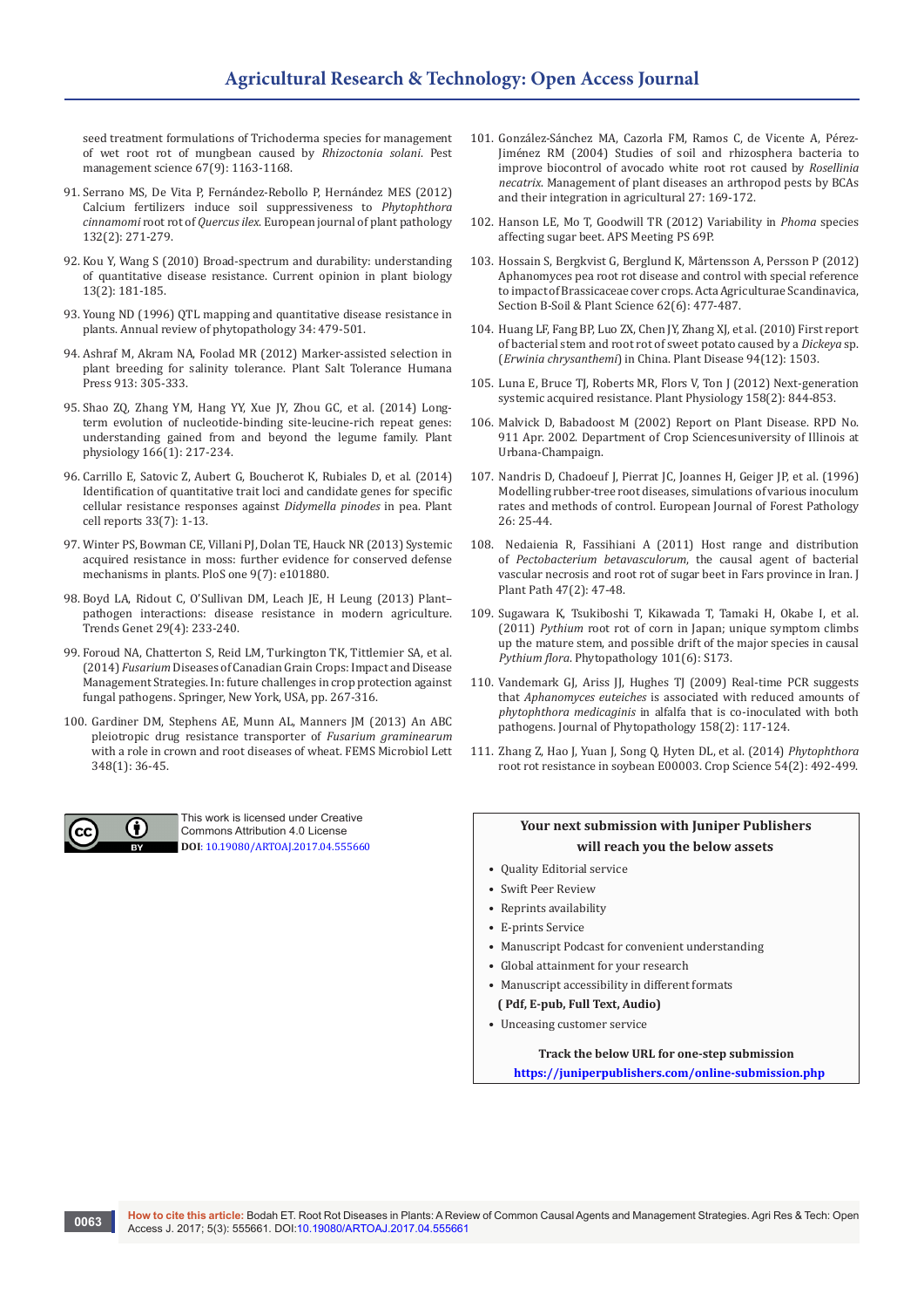seed treatment formulations of Trichoderma species for management of wet root rot of mungbean caused by *Rhizoctonia solani*. Pest management science 67(9): 1163-1168.

91. Serrano MS, De Vita P, Fernández-Rebollo P, Hernández MES (2012) Calcium fertilizers induce soil suppressiveness to *Phytophthora cinnamomi* root rot of *Quercus ilex*. European journal of plant pathology 132(2): 271-279.

92. Kou Y, Wang S (2010) Broad-spectrum and durability: understanding of quantitative disease resistance. Current opinion in plant biology 13(2): 181-185.

93. Young ND (1996) QTL mapping and quantitative disease resistance in plants. Annual review of phytopathology 34: 479-501.

94. Ashraf M, Akram NA, Foolad MR (2012) Marker-assisted selection in plant breeding for salinity tolerance. Plant Salt Tolerance Humana Press 913: 305-333.

95. Shao ZQ, Zhang YM, Hang YY, Xue JY, Zhou GC, et al. (2014) Long-term evolution of nucleotide-binding site-leucine-rich repeat genes: understanding gained from and beyond the legume family. Plant physiology 166(1): 217-234.

96. Carrillo E, Satovic Z, Aubert G, Boucherot K, Rubiales D, et al. (2014) Identification of quantitative trait loci and candidate genes for specific cellular resistance responses against *Didymella pinodes* in pea. Plant cell reports 33(7): 1-13.

97. Winter PS, Bowman CE, Villani PJ, Dolan TE, Hauck NR (2013) Systemic acquired resistance in moss: further evidence for conserved defense mechanisms in plants. PloS one 9(7): e101880.

98. Boyd LA, Ridout C, O'Sullivan DM, Leach JE, H Leung (2013) Plant–pathogen interactions: disease resistance in modern agriculture. Trends Genet 29(4): 233-240.

99. Foroud NA, Chatterton S, Reid LM, Turkington TK, Tittlemier SA, et al. (2014) *Fusarium* Diseases of Canadian Grain Crops: Impact and Disease Management Strategies. In: future challenges in crop protection against fungal pathogens. Springer, New York, USA, pp. 267-316.

100. Gardiner DM, Stephens AE, Munn AL, Manners JM (2013) An ABC pleiotropic drug resistance transporter of *Fusarium graminearum* with a role in crown and root diseases of wheat. FEMS Microbiol Lett 348(1): 36-45.

101. González-Sánchez MA, Cazorla FM, Ramos C, de Vicente A, Pérez-Jiménez RM (2004) Studies of soil and rhizosphera bacteria to improve biocontrol of avocado white root rot caused by *Rosellinia necatrix*. Management of plant diseases an arthropod pests by BCAs and their integration in agricultural 27: 169-172.

102. Hanson LE, Mo T, Goodwill TR (2012) Variability in *Phoma* species affecting sugar beet. APS Meeting PS 69P.

103. Hossain S, Bergkvist G, Berglund K, Mårtensson A, Persson P (2012) Aphanomyces pea root rot disease and control with special reference to impact of Brassicaceae cover crops. Acta Agriculturae Scandinavica, Section B-Soil & Plant Science 62(6): 477-487.

104. Huang LF, Fang BP, Luo ZX, Chen JY, Zhang XJ, et al. (2010) First report of bacterial stem and root rot of sweet potato caused by a *Dickeya* sp. (*Erwinia chrysanthemi*) in China. Plant Disease 94(12): 1503.

105. Luna E, Bruce TJ, Roberts MR, Flors V, Ton J (2012) Next-generation systemic acquired resistance. Plant Physiology 158(2): 844-853.

106. Malvick D, Babadoost M (2002) Report on Plant Disease. RPD No. 911 Apr. 2002. Department of Crop Sciencesuniversity of Illinois at Urbana-Champaign.

107. Nandris D, Chadoeuf J, Pierrat JC, Joannes H, Geiger JP, et al. (1996) Modelling rubber-tree root diseases, simulations of various inoculum rates and methods of control. European Journal of Forest Pathology 26: 25-44.

108. Nedaienia R, Fassihiani A (2011) Host range and distribution of *Pectobacterium betavasculorum*, the causal agent of bacterial vascular necrosis and root rot of sugar beet in Fars province in Iran. J Plant Path 47(2): 47-48.

109. Sugawara K, Tsukiboshi T, Kikawada T, Tamaki H, Okabe I, et al. (2011) *Pythium* root rot of corn in Japan; unique symptom climbs up the mature stem, and possible drift of the major species in causal *Pythium flora*. Phytopathology 101(6): S173.

110. Vandemark GJ, Ariss JJ, Hughes TJ (2009) Real-time PCR suggests that *Aphanomyces euteiches* is associated with reduced amounts of *phytophthora medicaginis* in alfalfa that is co-inoculated with both pathogens. Journal of Phytopathology 158(2): 117-124.

111. Zhang Z, Hao J, Yuan J, Song Q, Hyten DL, et al. (2014) *Phytophthora* root rot resistance in soybean E00003. Crop Science 54(2): 492-499.

This work is licensed under Creative Commons Attribution 4.0 License
**DOI**: 10.19080/ARTOAJ.2017.04.555660

**Your next submission with Juniper Publishers will reach you the below assets**

- Quality Editorial service
- Swift Peer Review
- Reprints availability
- E-prints Service
- Manuscript Podcast for convenient understanding
- Global attainment for your research
- Manuscript accessibility in different formats
  **( Pdf, E-pub, Full Text, Audio)**
- Unceasing customer service

**Track the below URL for one-step submission**
**https://juniperpublishers.com/online-submission.php**

**How to cite this article:** Bodah ET. Root Rot Diseases in Plants: A Review of Common Causal Agents and Management Strategies. Agri Res & Tech: Open Access J. 2017; 5(3): 555661. DOI:10.19080/ARTOAJ.2017.04.555661